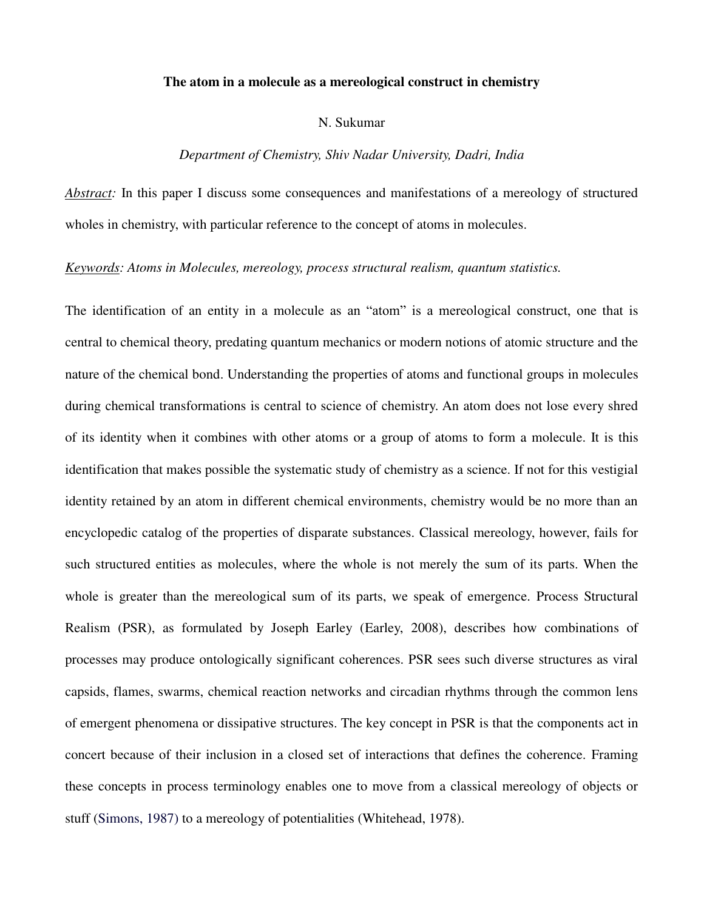# The atom in a molecule as a mereological construct in chemistry

N. Sukumar

*Department of Chemistry, Shiv Nadar University, Dadri, India*

*Abstract:* In this paper I discuss some consequences and manifestations of a mereology of structured wholes in chemistry, with particular reference to the concept of atoms in molecules.

*Keywords: Atoms in Molecules, mereology, process structural realism, quantum statistics.*

The identification of an entity in a molecule as an "atom" is a mereological construct, one that is central to chemical theory, predating quantum mechanics or modern notions of atomic structure and the nature of the chemical bond. Understanding the properties of atoms and functional groups in molecules during chemical transformations is central to science of chemistry. An atom does not lose every shred of its identity when it combines with other atoms or a group of atoms to form a molecule. It is this identification that makes possible the systematic study of chemistry as a science. If not for this vestigial identity retained by an atom in different chemical environments, chemistry would be no more than an encyclopedic catalog of the properties of disparate substances. Classical mereology, however, fails for such structured entities as molecules, where the whole is not merely the sum of its parts. When the whole is greater than the mereological sum of its parts, we speak of emergence. Process Structural Realism (PSR), as formulated by Joseph Earley (Earley, 2008), describes how combinations of processes may produce ontologically significant coherences. PSR sees such diverse structures as viral capsids, flames, swarms, chemical reaction networks and circadian rhythms through the common lens of emergent phenomena or dissipative structures. The key concept in PSR is that the components act in concert because of their inclusion in a closed set of interactions that defines the coherence. Framing these concepts in process terminology enables one to move from a classical mereology of objects or stuff (Simons, 1987) to a mereology of potentialities (Whitehead, 1978).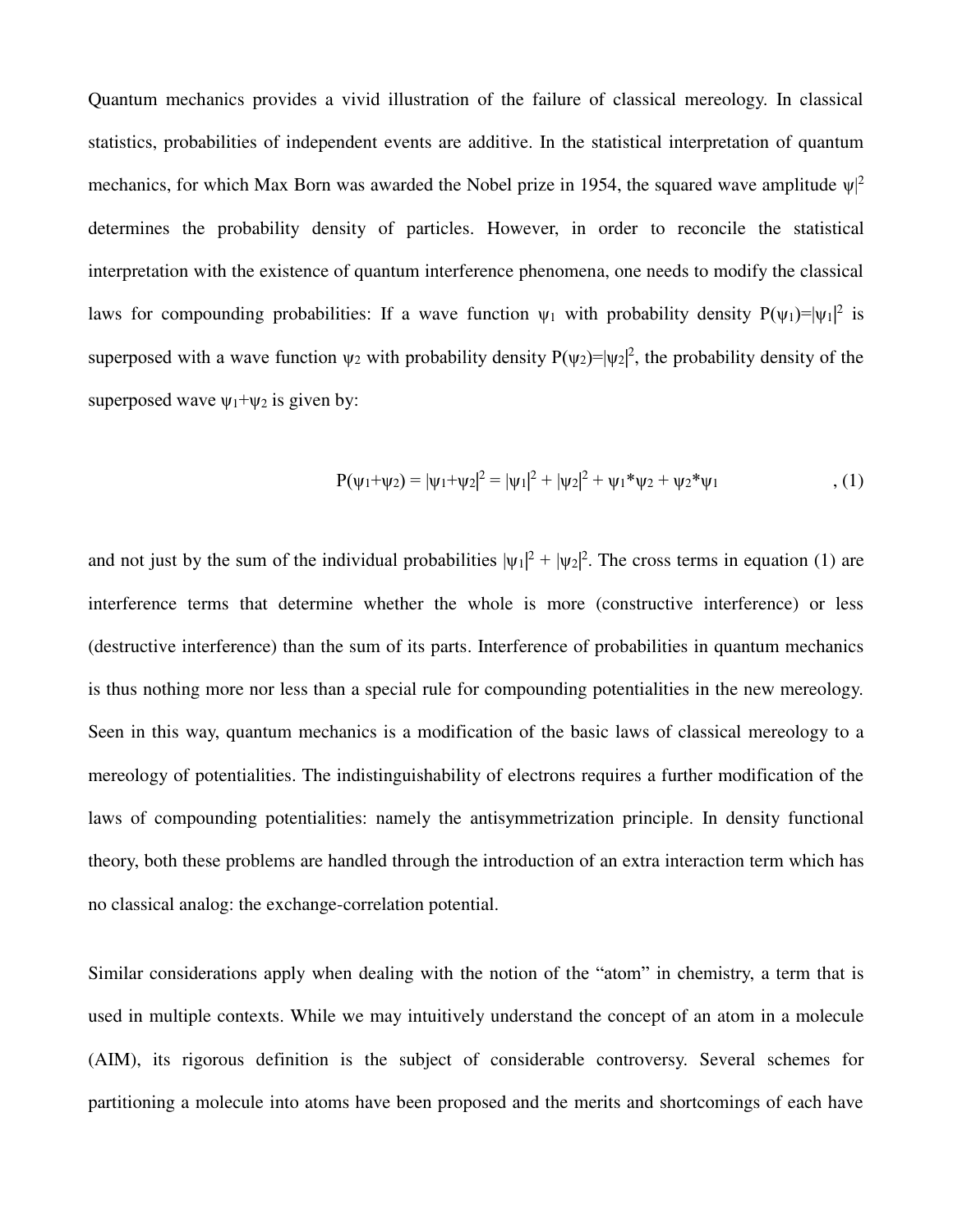Quantum mechanics provides a vivid illustration of the failure of classical mereology. In classical statistics, probabilities of independent events are additive. In the statistical interpretation of quantum mechanics, for which Max Born was awarded the Nobel prize in 1954, the squared wave amplitude $\psi|^2$ determines the probability density of particles. However, in order to reconcile the statistical interpretation with the existence of quantum interference phenomena, one needs to modify the classical laws for compounding probabilities: If a wave function $\psi_1$ with probability density $P(\psi_1)=|\psi_1|^2$ is superposed with a wave function $\psi_2$ with probability density $P(\psi_2)=|\psi_2|^2$, the probability density of the superposed wave $\psi_1+\psi_2$ is given by:

$$P(\psi_1+\psi_2) = |\psi_1+\psi_2|^2 = |\psi_1|^2 + |\psi_2|^2 + \psi_1^*\psi_2 + \psi_2^*\psi_1 \qquad , (1)$$

and not just by the sum of the individual probabilities $|\psi_1|^2 + |\psi_2|^2$. The cross terms in equation (1) are interference terms that determine whether the whole is more (constructive interference) or less (destructive interference) than the sum of its parts. Interference of probabilities in quantum mechanics is thus nothing more nor less than a special rule for compounding potentialities in the new mereology. Seen in this way, quantum mechanics is a modification of the basic laws of classical mereology to a mereology of potentialities. The indistinguishability of electrons requires a further modification of the laws of compounding potentialities: namely the antisymmetrization principle. In density functional theory, both these problems are handled through the introduction of an extra interaction term which has no classical analog: the exchange-correlation potential.

Similar considerations apply when dealing with the notion of the "atom" in chemistry, a term that is used in multiple contexts. While we may intuitively understand the concept of an atom in a molecule (AIM), its rigorous definition is the subject of considerable controversy. Several schemes for partitioning a molecule into atoms have been proposed and the merits and shortcomings of each have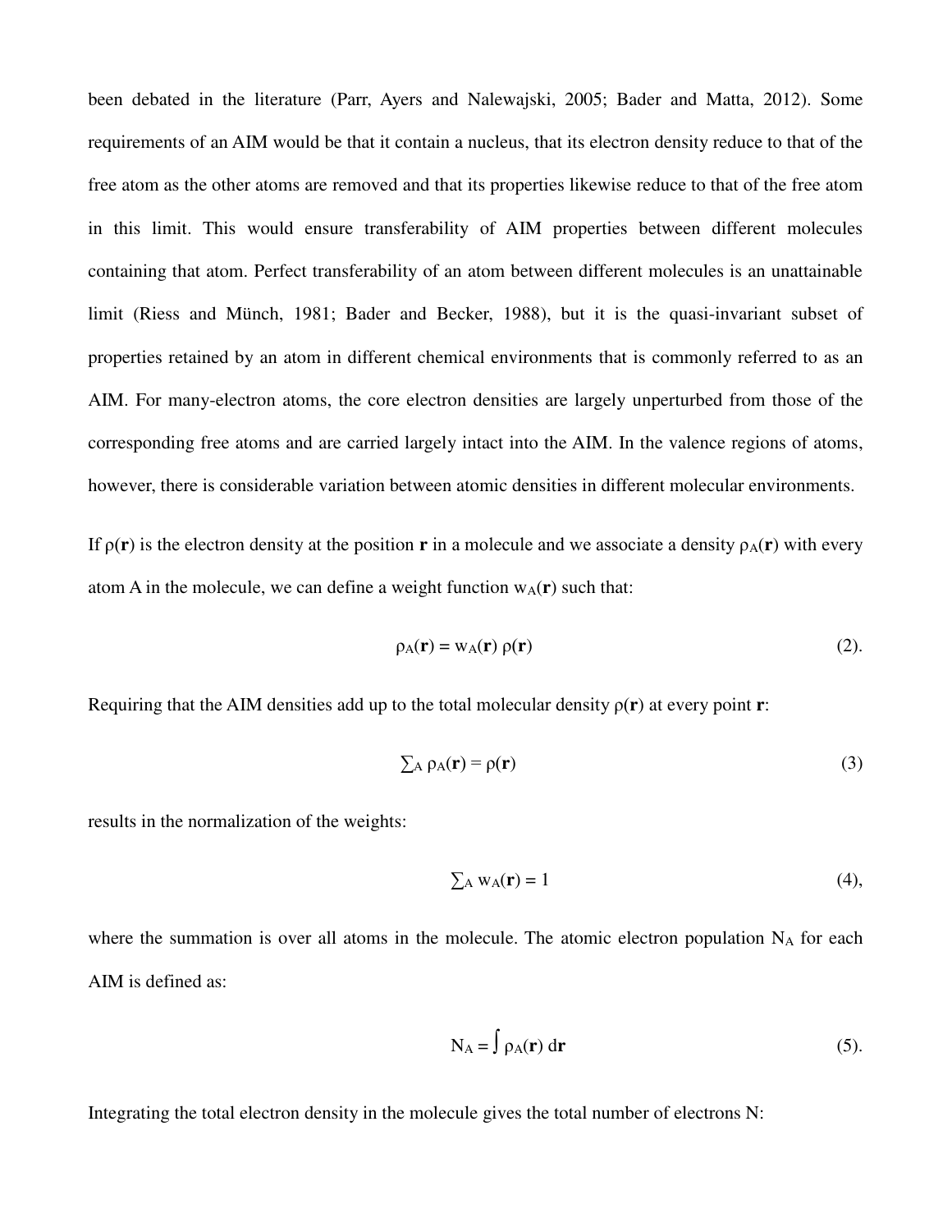been debated in the literature (Parr, Ayers and Nalewajski, 2005; Bader and Matta, 2012). Some requirements of an AIM would be that it contain a nucleus, that its electron density reduce to that of the free atom as the other atoms are removed and that its properties likewise reduce to that of the free atom in this limit. This would ensure transferability of AIM properties between different molecules containing that atom. Perfect transferability of an atom between different molecules is an unattainable limit (Riess and Münch, 1981; Bader and Becker, 1988), but it is the quasi-invariant subset of properties retained by an atom in different chemical environments that is commonly referred to as an AIM. For many-electron atoms, the core electron densities are largely unperturbed from those of the corresponding free atoms and are carried largely intact into the AIM. In the valence regions of atoms, however, there is considerable variation between atomic densities in different molecular environments.

If $\rho(\mathbf{r})$ is the electron density at the position $\mathbf{r}$ in a molecule and we associate a density $\rho_A(\mathbf{r})$ with every atom A in the molecule, we can define a weight function $w_A(\mathbf{r})$ such that:

$$\rho_A(\mathbf{r}) = w_A(\mathbf{r})\, \rho(\mathbf{r}) \tag{2}$$

Requiring that the AIM densities add up to the total molecular density $\rho(\mathbf{r})$ at every point $\mathbf{r}$:

$$\sum_A \rho_A(\mathbf{r}) = \rho(\mathbf{r}) \tag{3}$$

results in the normalization of the weights:

$$\sum_A w_A(\mathbf{r}) = 1 \tag{4}$$

where the summation is over all atoms in the molecule. The atomic electron population $N_A$ for each AIM is defined as:

$$N_A = \int \rho_A(\mathbf{r})\, d\mathbf{r} \tag{5}$$

Integrating the total electron density in the molecule gives the total number of electrons N: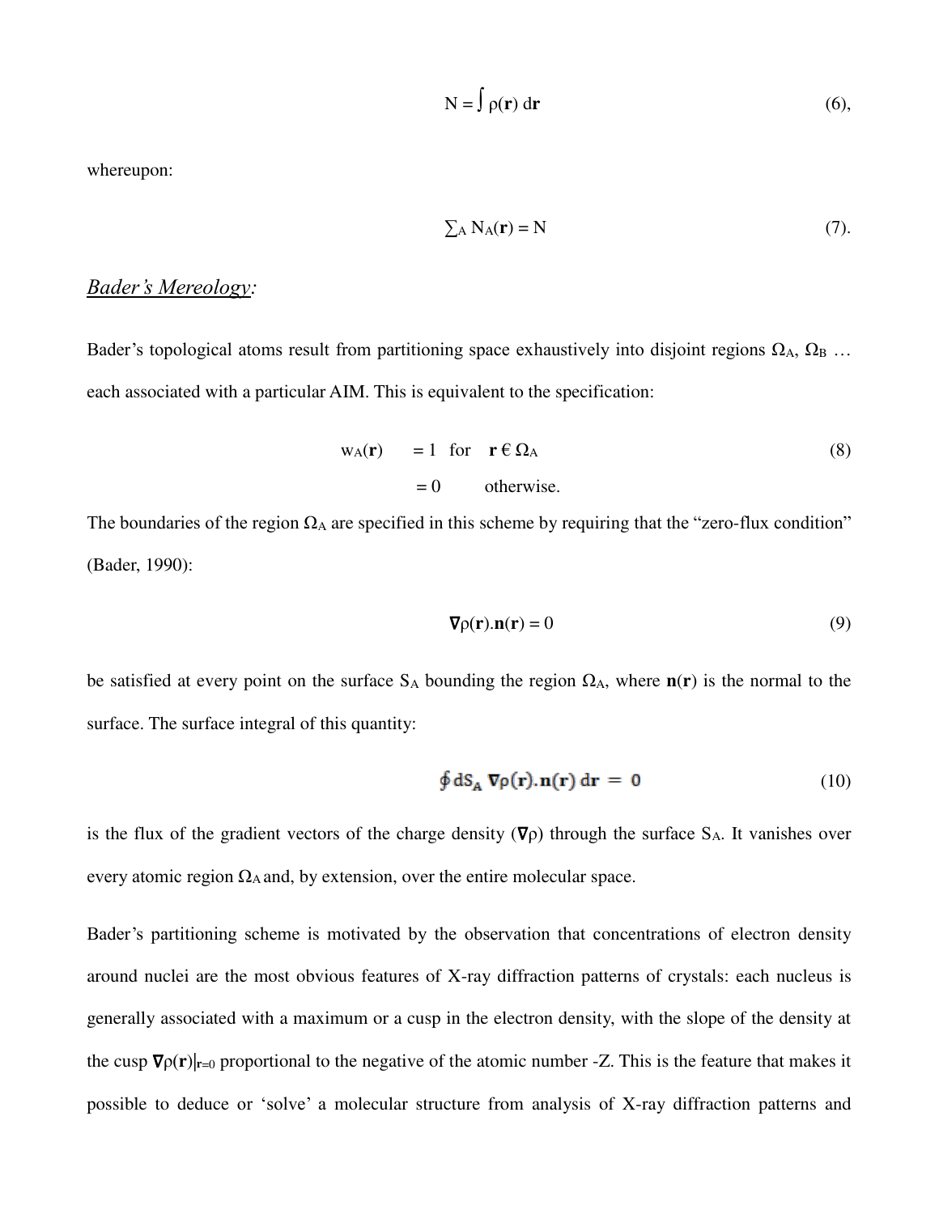$$N = \int \rho(\mathbf{r})\, d\mathbf{r} \qquad (6),$$

whereupon:

$$\sum_A N_A(\mathbf{r}) = N \qquad (7).$$

## *Bader's Mereology:*

Bader's topological atoms result from partitioning space exhaustively into disjoint regions $\Omega_A$, $\Omega_B$ … each associated with a particular AIM. This is equivalent to the specification:

$$\begin{aligned} w_A(\mathbf{r}) &= 1 \quad \text{for} \quad \mathbf{r} \in \Omega_A \\ &= 0 \qquad \text{otherwise.} \end{aligned} \qquad (8)$$

The boundaries of the region $\Omega_A$ are specified in this scheme by requiring that the "zero-flux condition" (Bader, 1990):

$$\nabla\rho(\mathbf{r}).\mathbf{n}(\mathbf{r}) = 0 \qquad (9)$$

be satisfied at every point on the surface $S_A$ bounding the region $\Omega_A$, where $\mathbf{n}(\mathbf{r})$ is the normal to the surface. The surface integral of this quantity:

$$\oint dS_A\ \nabla\rho(\mathbf{r}).\mathbf{n}(\mathbf{r})\, d\mathbf{r} = 0 \qquad (10)$$

is the flux of the gradient vectors of the charge density ($\nabla\rho$) through the surface $S_A$. It vanishes over every atomic region $\Omega_A$ and, by extension, over the entire molecular space.

Bader's partitioning scheme is motivated by the observation that concentrations of electron density around nuclei are the most obvious features of X-ray diffraction patterns of crystals: each nucleus is generally associated with a maximum or a cusp in the electron density, with the slope of the density at the cusp $\nabla\rho(\mathbf{r})|_{\mathbf{r}=0}$ proportional to the negative of the atomic number -Z. This is the feature that makes it possible to deduce or 'solve' a molecular structure from analysis of X-ray diffraction patterns and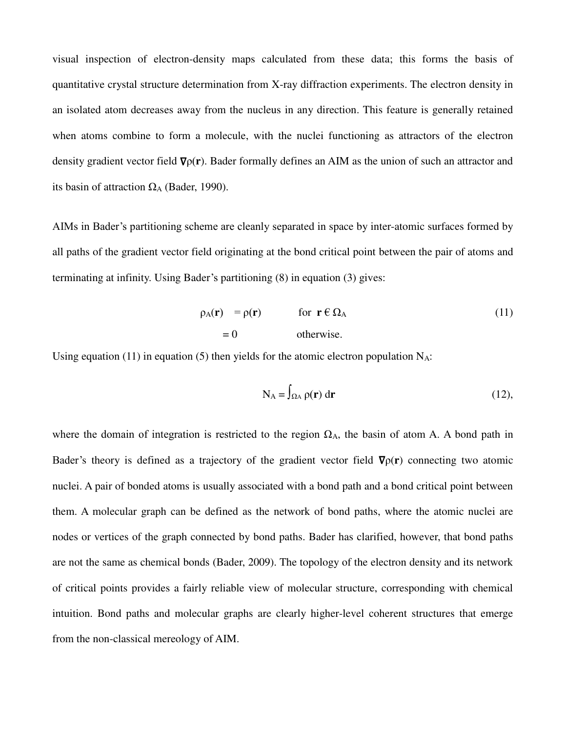visual inspection of electron-density maps calculated from these data; this forms the basis of quantitative crystal structure determination from X-ray diffraction experiments. The electron density in an isolated atom decreases away from the nucleus in any direction. This feature is generally retained when atoms combine to form a molecule, with the nuclei functioning as attractors of the electron density gradient vector field $\nabla\rho(\mathbf{r})$. Bader formally defines an AIM as the union of such an attractor and its basin of attraction $\Omega_A$ (Bader, 1990).

AIMs in Bader's partitioning scheme are cleanly separated in space by inter-atomic surfaces formed by all paths of the gradient vector field originating at the bond critical point between the pair of atoms and terminating at infinity. Using Bader's partitioning (8) in equation (3) gives:

$$\rho_A(\mathbf{r}) = \rho(\mathbf{r}) \quad \text{for } \mathbf{r} \in \Omega_A \qquad (11)$$
$$= 0 \quad \text{otherwise.}$$

Using equation (11) in equation (5) then yields for the atomic electron population $N_A$:

$$N_A = \int_{\Omega A} \rho(\mathbf{r})\, d\mathbf{r} \qquad (12),$$

where the domain of integration is restricted to the region $\Omega_A$, the basin of atom A. A bond path in Bader's theory is defined as a trajectory of the gradient vector field $\nabla\rho(\mathbf{r})$ connecting two atomic nuclei. A pair of bonded atoms is usually associated with a bond path and a bond critical point between them. A molecular graph can be defined as the network of bond paths, where the atomic nuclei are nodes or vertices of the graph connected by bond paths. Bader has clarified, however, that bond paths are not the same as chemical bonds (Bader, 2009). The topology of the electron density and its network of critical points provides a fairly reliable view of molecular structure, corresponding with chemical intuition. Bond paths and molecular graphs are clearly higher-level coherent structures that emerge from the non-classical mereology of AIM.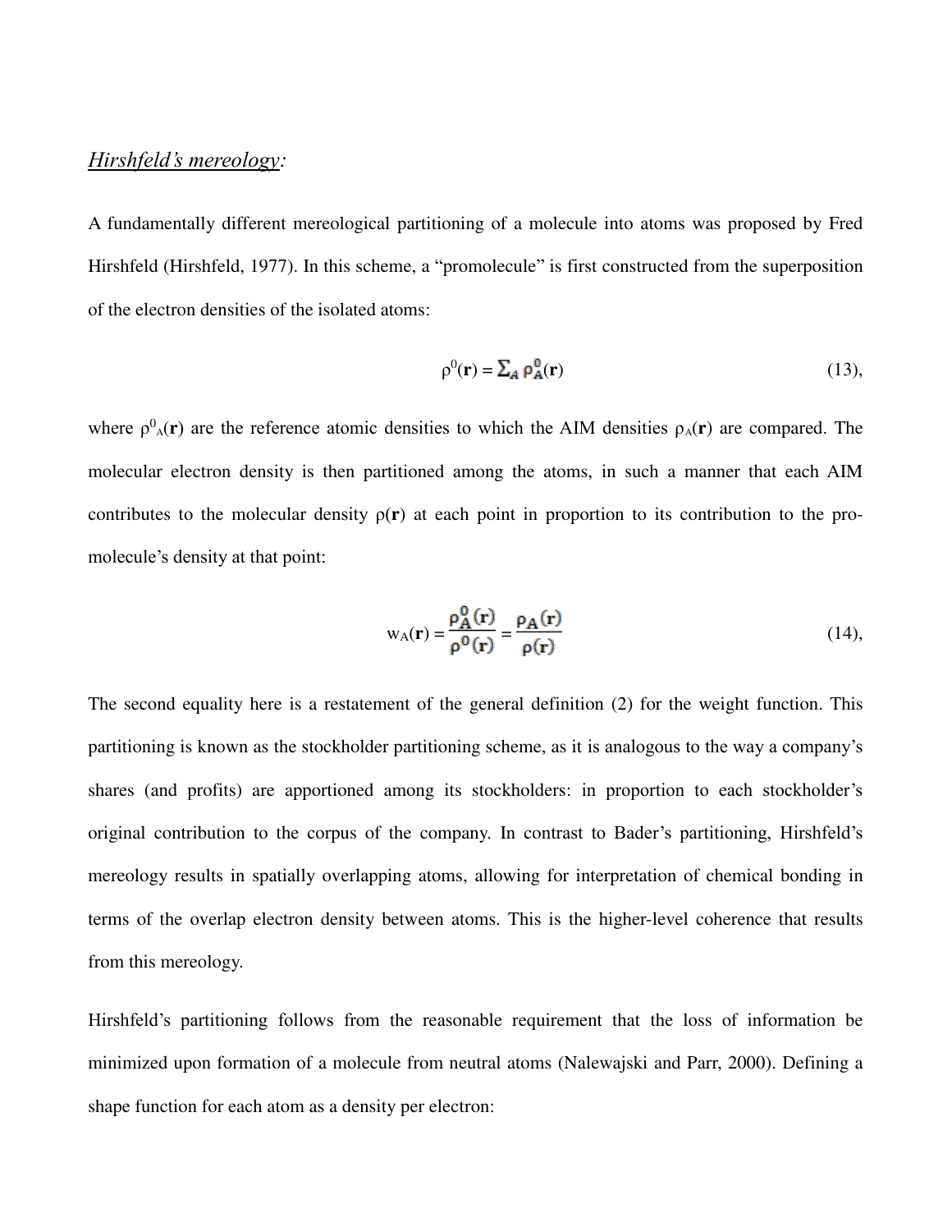*<u>Hirshfeld's mereology</u>:*

A fundamentally different mereological partitioning of a molecule into atoms was proposed by Fred Hirshfeld (Hirshfeld, 1977). In this scheme, a "promolecule" is first constructed from the superposition of the electron densities of the isolated atoms:

$$\rho^0(\mathbf{r}) = \sum_A \rho_A^0(\mathbf{r}) \tag{13},$$

where $\rho^0_A(\mathbf{r})$ are the reference atomic densities to which the AIM densities $\rho_A(\mathbf{r})$ are compared. The molecular electron density is then partitioned among the atoms, in such a manner that each AIM contributes to the molecular density $\rho(\mathbf{r})$ at each point in proportion to its contribution to the promolecule's density at that point:

$$w_A(\mathbf{r}) = \frac{\rho_A^0(\mathbf{r})}{\rho^0(\mathbf{r})} = \frac{\rho_A(\mathbf{r})}{\rho(\mathbf{r})} \tag{14},$$

The second equality here is a restatement of the general definition (2) for the weight function. This partitioning is known as the stockholder partitioning scheme, as it is analogous to the way a company's shares (and profits) are apportioned among its stockholders: in proportion to each stockholder's original contribution to the corpus of the company. In contrast to Bader's partitioning, Hirshfeld's mereology results in spatially overlapping atoms, allowing for interpretation of chemical bonding in terms of the overlap electron density between atoms. This is the higher-level coherence that results from this mereology.

Hirshfeld's partitioning follows from the reasonable requirement that the loss of information be minimized upon formation of a molecule from neutral atoms (Nalewajski and Parr, 2000). Defining a shape function for each atom as a density per electron: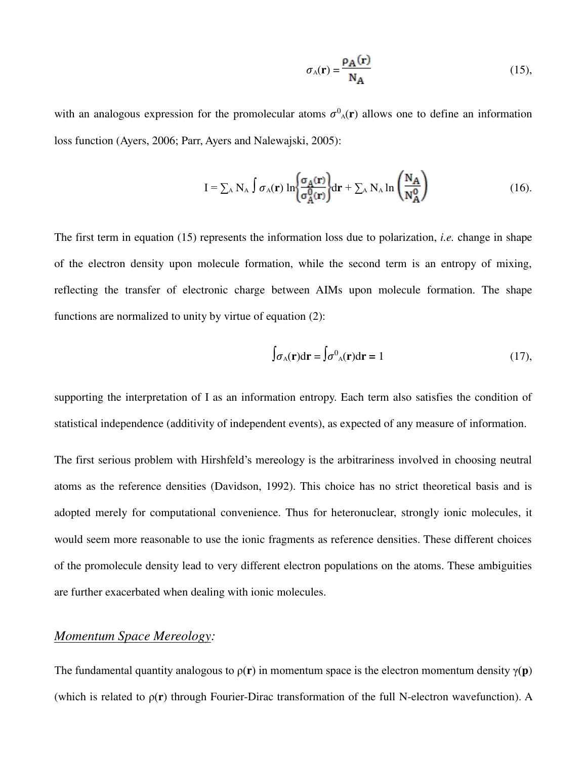$$\sigma_A(\mathbf{r}) = \frac{\rho_A(\mathbf{r})}{N_A} \tag{15}$$

with an analogous expression for the promolecular atoms $\sigma^0{}_A(\mathbf{r})$ allows one to define an information loss function (Ayers, 2006; Parr, Ayers and Nalewajski, 2005):

$$I = \sum_A N_A \int \sigma_A(\mathbf{r}) \ln\left\{\frac{\sigma_A(\mathbf{r})}{\sigma_A^0(\mathbf{r})}\right\} d\mathbf{r} + \sum_A N_A \ln\left(\frac{N_A}{N_A^0}\right) \tag{16}$$

The first term in equation (15) represents the information loss due to polarization, *i.e.* change in shape of the electron density upon molecule formation, while the second term is an entropy of mixing, reflecting the transfer of electronic charge between AIMs upon molecule formation. The shape functions are normalized to unity by virtue of equation (2):

$$\int \sigma_A(\mathbf{r}) d\mathbf{r} = \int \sigma^0{}_A(\mathbf{r}) d\mathbf{r} = 1 \tag{17}$$

supporting the interpretation of I as an information entropy. Each term also satisfies the condition of statistical independence (additivity of independent events), as expected of any measure of information.

The first serious problem with Hirshfeld's mereology is the arbitrariness involved in choosing neutral atoms as the reference densities (Davidson, 1992). This choice has no strict theoretical basis and is adopted merely for computational convenience. Thus for heteronuclear, strongly ionic molecules, it would seem more reasonable to use the ionic fragments as reference densities. These different choices of the promolecule density lead to very different electron populations on the atoms. These ambiguities are further exacerbated when dealing with ionic molecules.

## *Momentum Space Mereology:*

The fundamental quantity analogous to $\rho(\mathbf{r})$ in momentum space is the electron momentum density $\gamma(\mathbf{p})$ (which is related to $\rho(\mathbf{r})$ through Fourier-Dirac transformation of the full N-electron wavefunction). A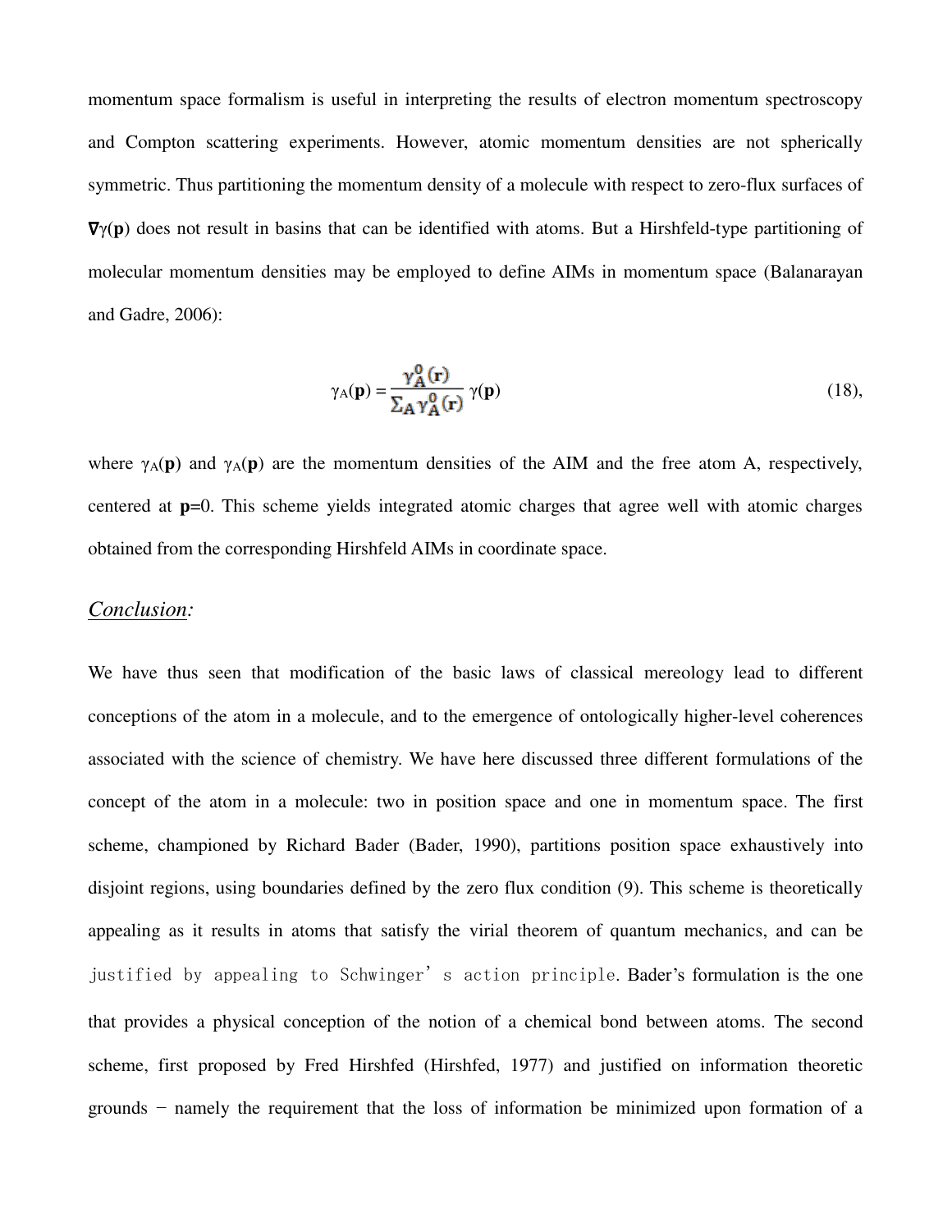momentum space formalism is useful in interpreting the results of electron momentum spectroscopy and Compton scattering experiments. However, atomic momentum densities are not spherically symmetric. Thus partitioning the momentum density of a molecule with respect to zero-flux surfaces of $\nabla\gamma(\mathbf{p})$ does not result in basins that can be identified with atoms. But a Hirshfeld-type partitioning of molecular momentum densities may be employed to define AIMs in momentum space (Balanarayan and Gadre, 2006):

$$\gamma_A(\mathbf{p}) = \frac{\gamma_A^0(\mathbf{r})}{\sum_A \gamma_A^0(\mathbf{r})}\,\gamma(\mathbf{p}) \qquad (18),$$

where $\gamma_A(\mathbf{p})$ and $\gamma_A(\mathbf{p})$ are the momentum densities of the AIM and the free atom A, respectively, centered at $\mathbf{p}$=0. This scheme yields integrated atomic charges that agree well with atomic charges obtained from the corresponding Hirshfeld AIMs in coordinate space.

## *Conclusion:*

We have thus seen that modification of the basic laws of classical mereology lead to different conceptions of the atom in a molecule, and to the emergence of ontologically higher-level coherences associated with the science of chemistry. We have here discussed three different formulations of the concept of the atom in a molecule: two in position space and one in momentum space. The first scheme, championed by Richard Bader (Bader, 1990), partitions position space exhaustively into disjoint regions, using boundaries defined by the zero flux condition (9). This scheme is theoretically appealing as it results in atoms that satisfy the virial theorem of quantum mechanics, and can be justified by appealing to Schwinger's action principle. Bader's formulation is the one that provides a physical conception of the notion of a chemical bond between atoms. The second scheme, first proposed by Fred Hirshfed (Hirshfed, 1977) and justified on information theoretic grounds − namely the requirement that the loss of information be minimized upon formation of a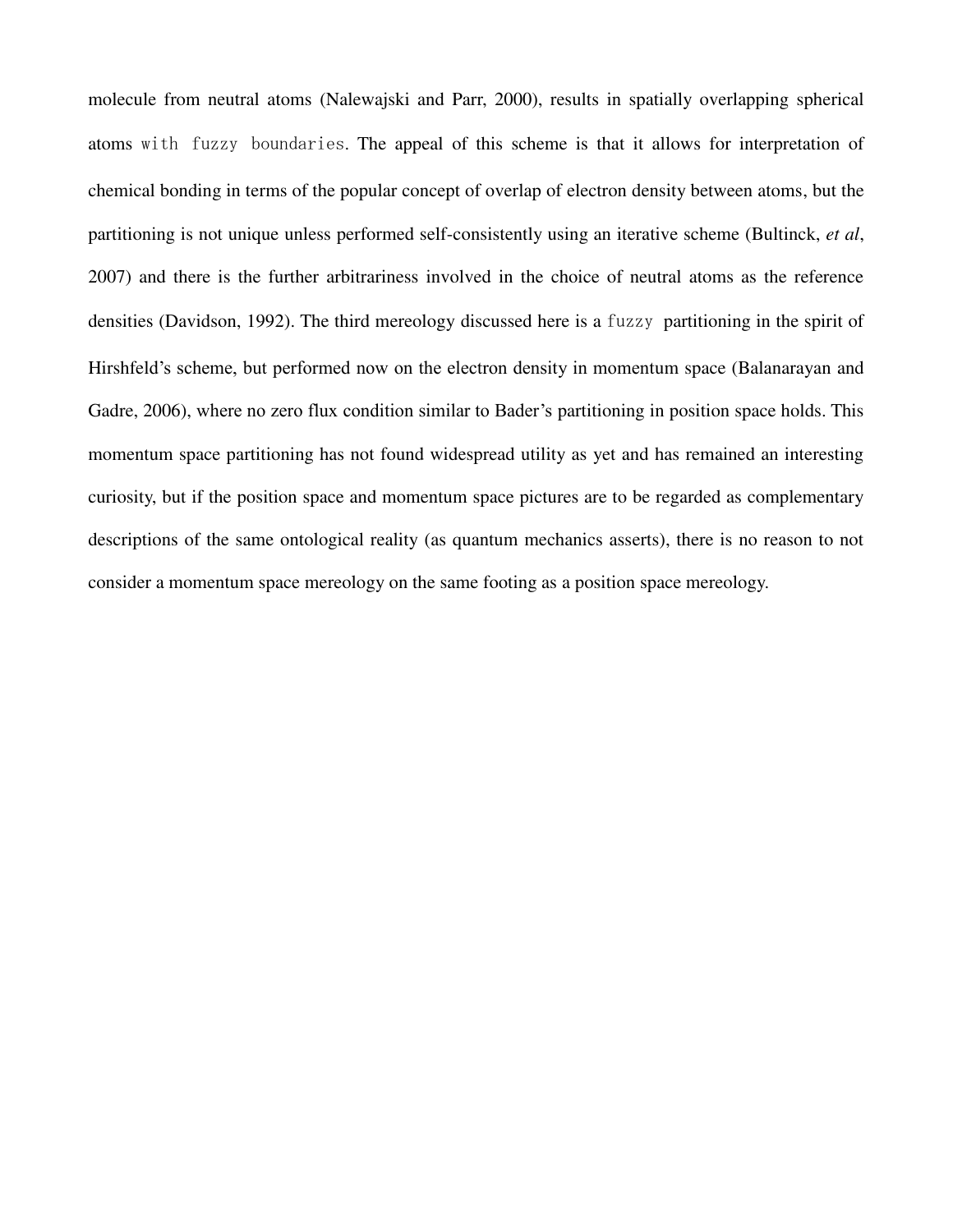molecule from neutral atoms (Nalewajski and Parr, 2000), results in spatially overlapping spherical atoms with fuzzy boundaries. The appeal of this scheme is that it allows for interpretation of chemical bonding in terms of the popular concept of overlap of electron density between atoms, but the partitioning is not unique unless performed self-consistently using an iterative scheme (Bultinck, *et al*, 2007) and there is the further arbitrariness involved in the choice of neutral atoms as the reference densities (Davidson, 1992). The third mereology discussed here is a fuzzy partitioning in the spirit of Hirshfeld's scheme, but performed now on the electron density in momentum space (Balanarayan and Gadre, 2006), where no zero flux condition similar to Bader's partitioning in position space holds. This momentum space partitioning has not found widespread utility as yet and has remained an interesting curiosity, but if the position space and momentum space pictures are to be regarded as complementary descriptions of the same ontological reality (as quantum mechanics asserts), there is no reason to not consider a momentum space mereology on the same footing as a position space mereology.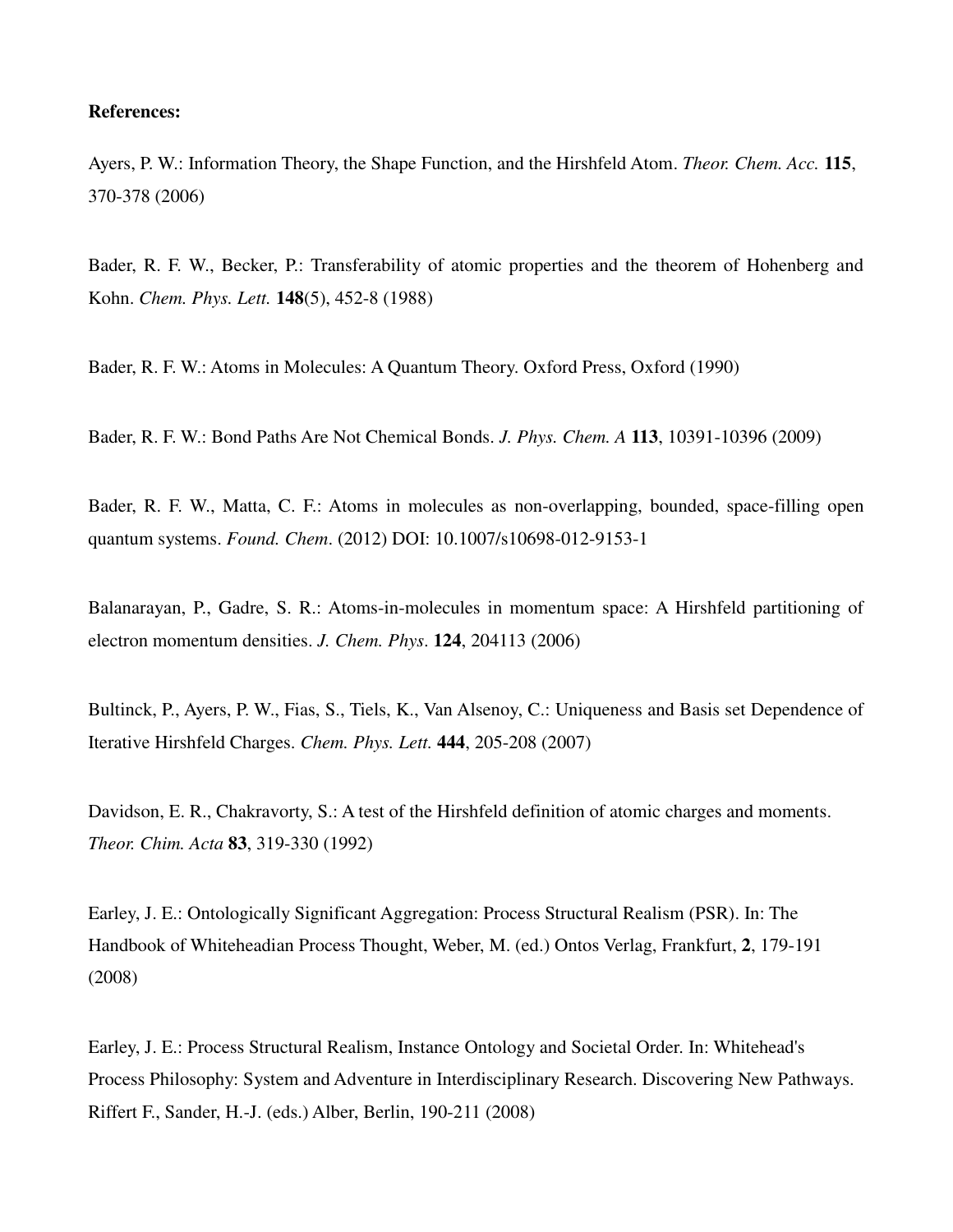**References:**

Ayers, P. W.: Information Theory, the Shape Function, and the Hirshfeld Atom. *Theor. Chem. Acc.* **115**, 370-378 (2006)

Bader, R. F. W., Becker, P.: Transferability of atomic properties and the theorem of Hohenberg and Kohn. *Chem. Phys. Lett.* **148**(5), 452-8 (1988)

Bader, R. F. W.: Atoms in Molecules: A Quantum Theory. Oxford Press, Oxford (1990)

Bader, R. F. W.: Bond Paths Are Not Chemical Bonds. *J. Phys. Chem. A* **113**, 10391-10396 (2009)

Bader, R. F. W., Matta, C. F.: Atoms in molecules as non-overlapping, bounded, space-filling open quantum systems. *Found. Chem*. (2012) DOI: 10.1007/s10698-012-9153-1

Balanarayan, P., Gadre, S. R.: Atoms-in-molecules in momentum space: A Hirshfeld partitioning of electron momentum densities. *J. Chem. Phys*. **124**, 204113 (2006)

Bultinck, P., Ayers, P. W., Fias, S., Tiels, K., Van Alsenoy, C.: Uniqueness and Basis set Dependence of Iterative Hirshfeld Charges. *Chem. Phys. Lett.* **444**, 205-208 (2007)

Davidson, E. R., Chakravorty, S.: A test of the Hirshfeld definition of atomic charges and moments. *Theor. Chim. Acta* **83**, 319-330 (1992)

Earley, J. E.: Ontologically Significant Aggregation: Process Structural Realism (PSR). In: The Handbook of Whiteheadian Process Thought, Weber, M. (ed.) Ontos Verlag, Frankfurt, **2**, 179-191 (2008)

Earley, J. E.: Process Structural Realism, Instance Ontology and Societal Order. In: Whitehead's Process Philosophy: System and Adventure in Interdisciplinary Research. Discovering New Pathways. Riffert F., Sander, H.-J. (eds.) Alber, Berlin, 190-211 (2008)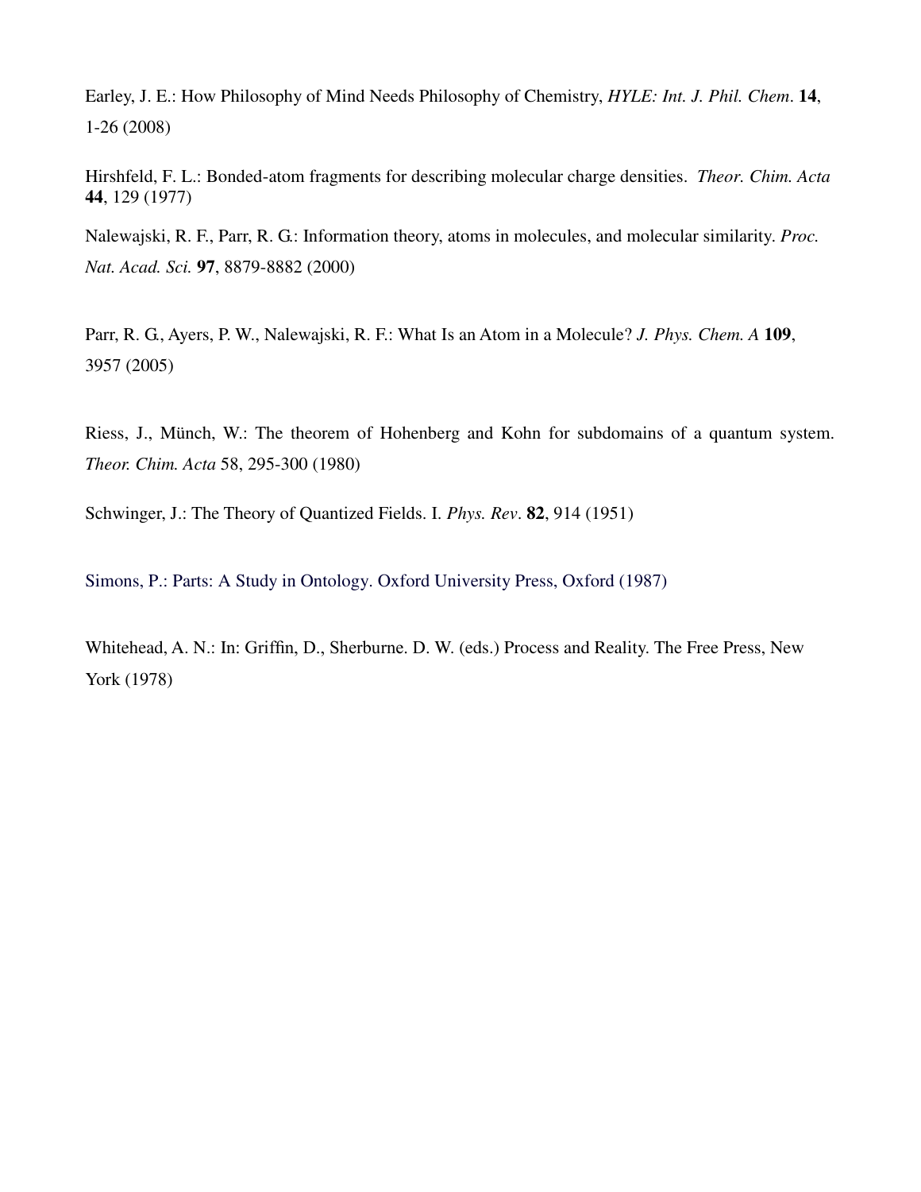Earley, J. E.: How Philosophy of Mind Needs Philosophy of Chemistry, *HYLE: Int. J. Phil. Chem*. **14**, 1-26 (2008)

Hirshfeld, F. L.: Bonded-atom fragments for describing molecular charge densities. *Theor. Chim. Acta* **44**, 129 (1977)

Nalewajski, R. F., Parr, R. G.: Information theory, atoms in molecules, and molecular similarity. *Proc. Nat. Acad. Sci.* **97**, 8879-8882 (2000)

Parr, R. G., Ayers, P. W., Nalewajski, R. F.: What Is an Atom in a Molecule? *J. Phys. Chem. A* **109**, 3957 (2005)

Riess, J., Münch, W.: The theorem of Hohenberg and Kohn for subdomains of a quantum system. *Theor. Chim. Acta* 58, 295-300 (1980)

Schwinger, J.: The Theory of Quantized Fields. I. *Phys. Rev*. **82**, 914 (1951)

Simons, P.: Parts: A Study in Ontology. Oxford University Press, Oxford (1987)

Whitehead, A. N.: In: Griffin, D., Sherburne. D. W. (eds.) Process and Reality. The Free Press, New York (1978)